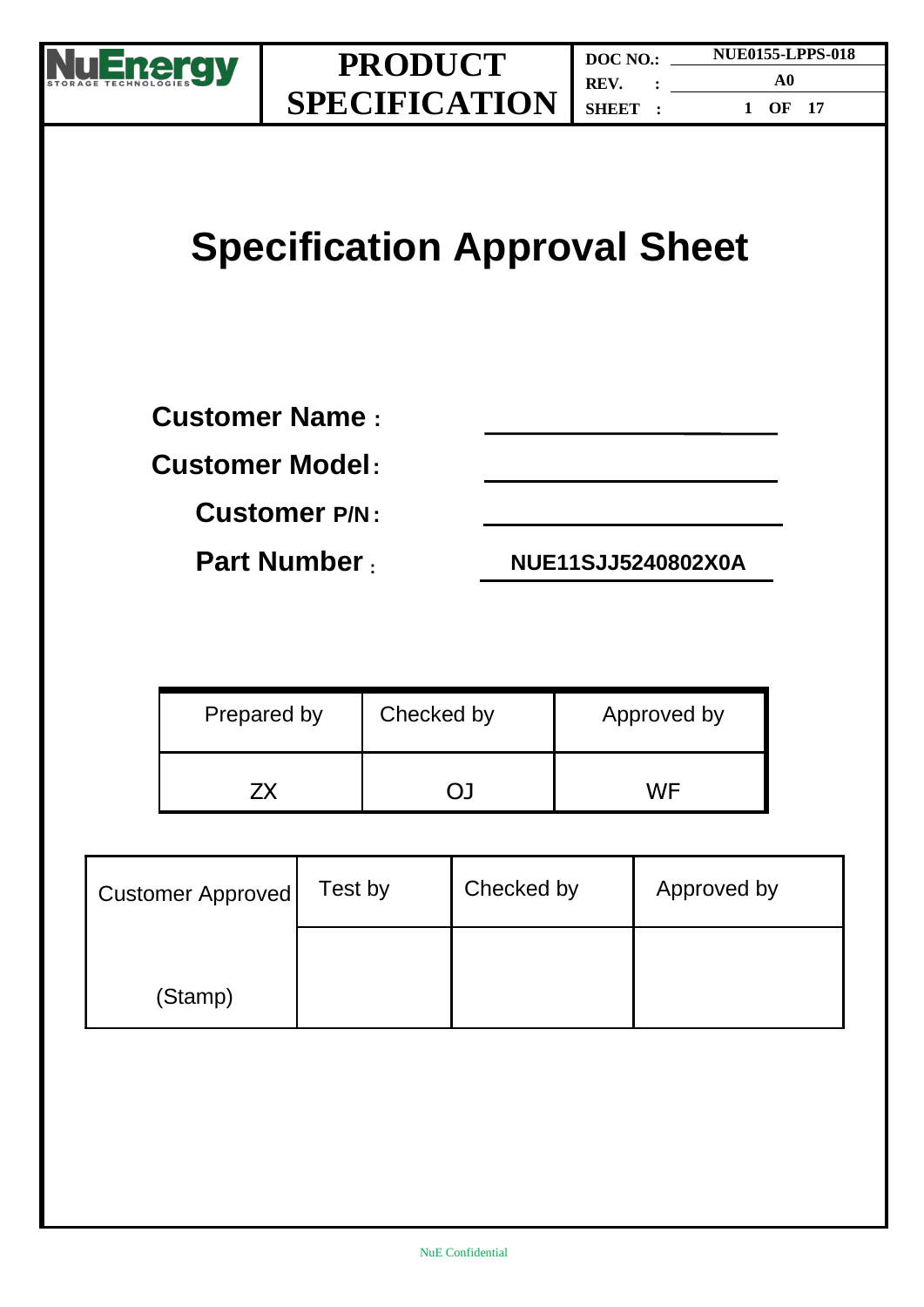| NuEnergy STORAGE TECHNOLOGIES | PRODUCT SPECIFICATION | DOC NO.: NUE0155-LPPS-018<br>REV. : A0 |
|---|---|---|

# Specification Approval Sheet

**Customer Name :** \_\_\_\_\_\_\_\_\_\_\_\_\_\_\_\_\_\_\_\_

**Customer Model:** \_\_\_\_\_\_\_\_\_\_\_\_\_\_\_\_\_\_\_\_

**Customer P/N:** \_\_\_\_\_\_\_\_\_\_\_\_\_\_\_\_\_\_\_\_

**Part Number :** **NUE11SJJ5240802X0A**

| Prepared by | Checked by | Approved by |
|---|---|---|
| ZX | OJ | WF |

| Customer Approved | Test by | Checked by | Approved by |
|---|---|---|---|
| (Stamp) | | | |

NuE Confidential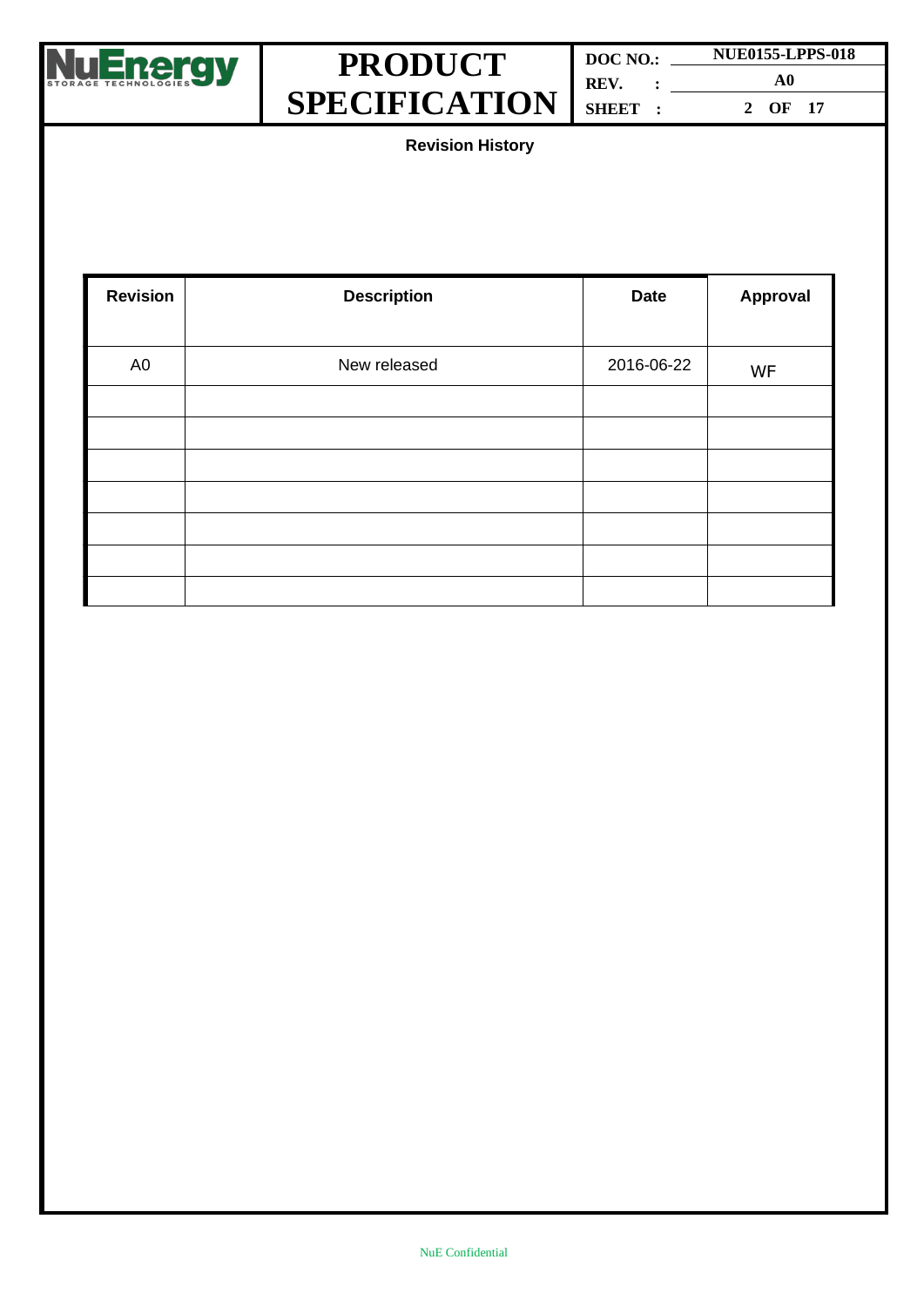## Revision History

| Revision | Description | Date | Approval |
|---|---|---|---|
| A0 | New released | 2016-06-22 | WF |
| | | | |
| | | | |
| | | | |
| | | | |
| | | | |
| | | | |
| | | | |

NuE Confidential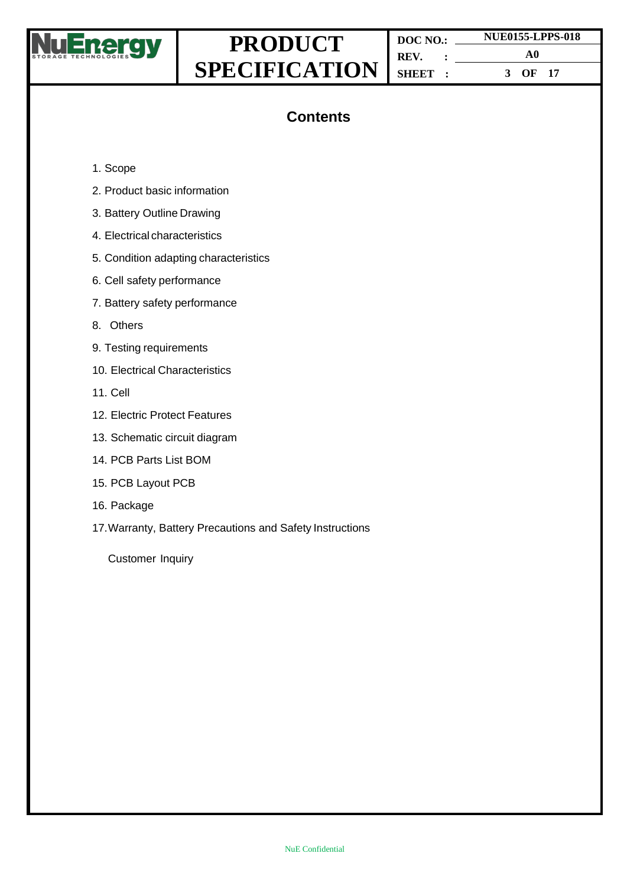# Contents

1. Scope
2. Product basic information
3. Battery Outline Drawing
4. Electrical characteristics
5. Condition adapting characteristics
6. Cell safety performance
7. Battery safety performance
8. Others
9. Testing requirements
10. Electrical Characteristics
11. Cell
12. Electric Protect Features
13. Schematic circuit diagram
14. PCB Parts List BOM
15. PCB Layout PCB
16. Package
17. Warranty, Battery Precautions and Safety Instructions

Customer Inquiry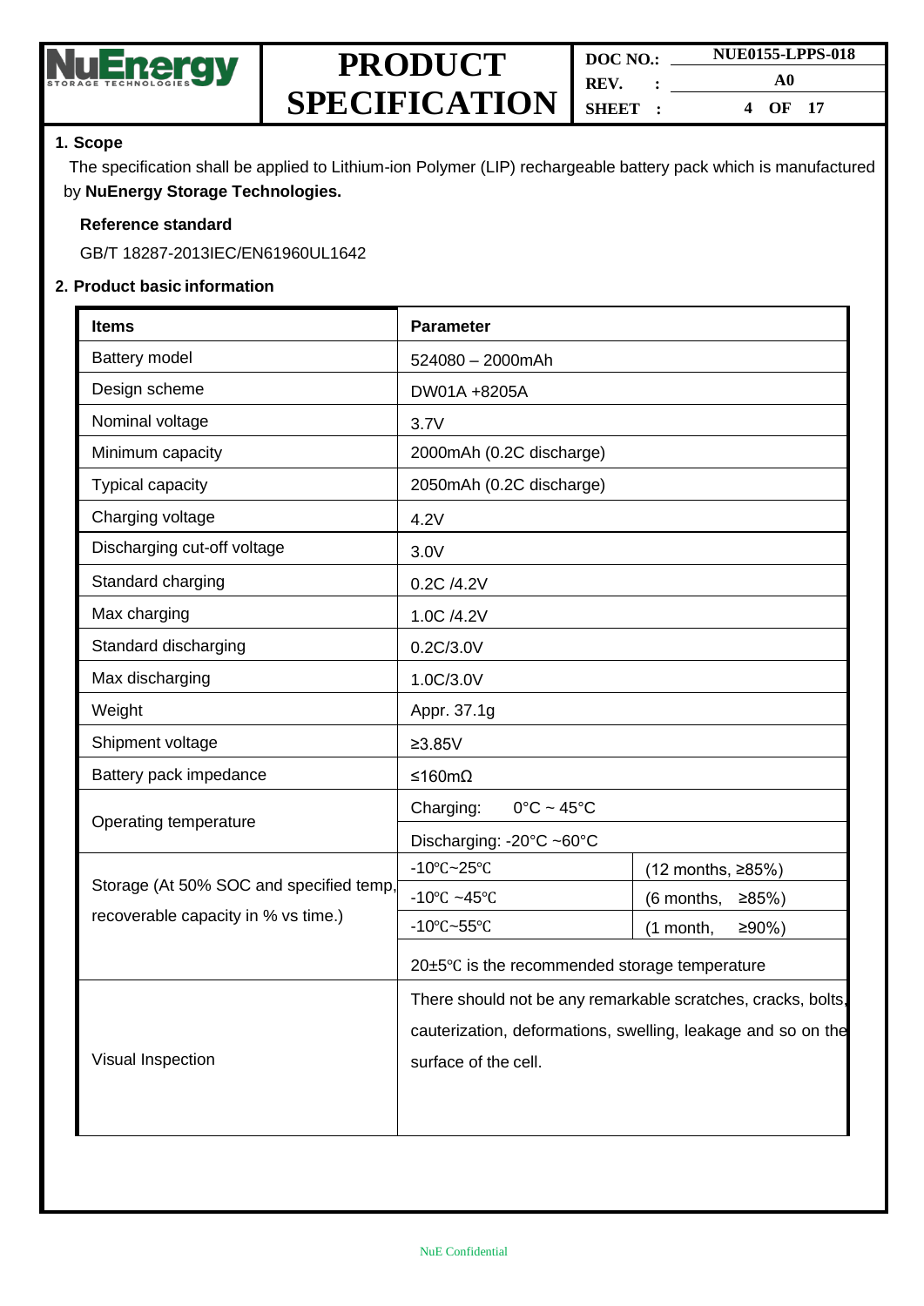## 1. Scope

The specification shall be applied to Lithium-ion Polymer (LIP) rechargeable battery pack which is manufactured by **NuEnergy Storage Technologies.**

**Reference standard**

GB/T 18287-2013IEC/EN61960UL1642

## 2. Product basic information

| Items | Parameter | |
|---|---|---|
| Battery model | 524080 – 2000mAh | |
| Design scheme | DW01A +8205A | |
| Nominal voltage | 3.7V | |
| Minimum capacity | 2000mAh (0.2C discharge) | |
| Typical capacity | 2050mAh (0.2C discharge) | |
| Charging voltage | 4.2V | |
| Discharging cut-off voltage | 3.0V | |
| Standard charging | 0.2C /4.2V | |
| Max charging | 1.0C /4.2V | |
| Standard discharging | 0.2C/3.0V | |
| Max discharging | 1.0C/3.0V | |
| Weight | Appr. 37.1g | |
| Shipment voltage | ≥3.85V | |
| Battery pack impedance | ≤160mΩ | |
| Operating temperature | Charging: 0°C ~ 45°C | |
| | Discharging: -20°C ~60°C | |
| Storage (At 50% SOC and specified temp, recoverable capacity in % vs time.) | -10℃~25℃ | (12 months, ≥85%) |
| | -10℃ ~45℃ | (6 months, ≥85%) |
| | -10℃~55℃ | (1 month, ≥90%) |
| | 20±5℃ is the recommended storage temperature | |
| Visual Inspection | There should not be any remarkable scratches, cracks, bolts, cauterization, deformations, swelling, leakage and so on the surface of the cell. | |

NuE Confidential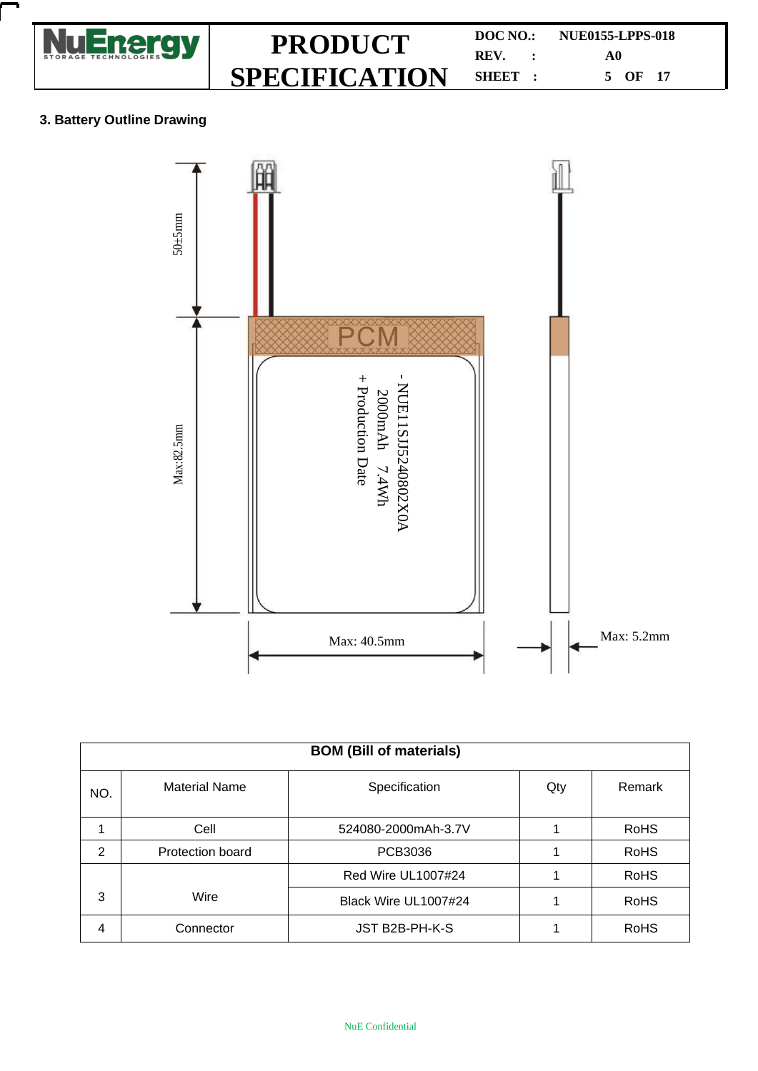### 3. Battery Outline Drawing

50±5mm

Max:82.5mm

PCM

- NUE11SJ524080 2X0A
2000mAh 7.4Wh
+ Production Date

Max: 40.5mm

Max: 5.2mm

| BOM (Bill of materials) | | | | |
|---|---|---|---|---|
| NO. | Material Name | Specification | Qty | Remark |
| 1 | Cell | 524080-2000mAh-3.7V | 1 | RoHS |
| 2 | Protection board | PCB3036 | 1 | RoHS |
| 3 | Wire | Red Wire UL1007#24 | 1 | RoHS |
| | | Black Wire UL1007#24 | 1 | RoHS |
| 4 | Connector | JST B2B-PH-K-S | 1 | RoHS |

NuE Confidential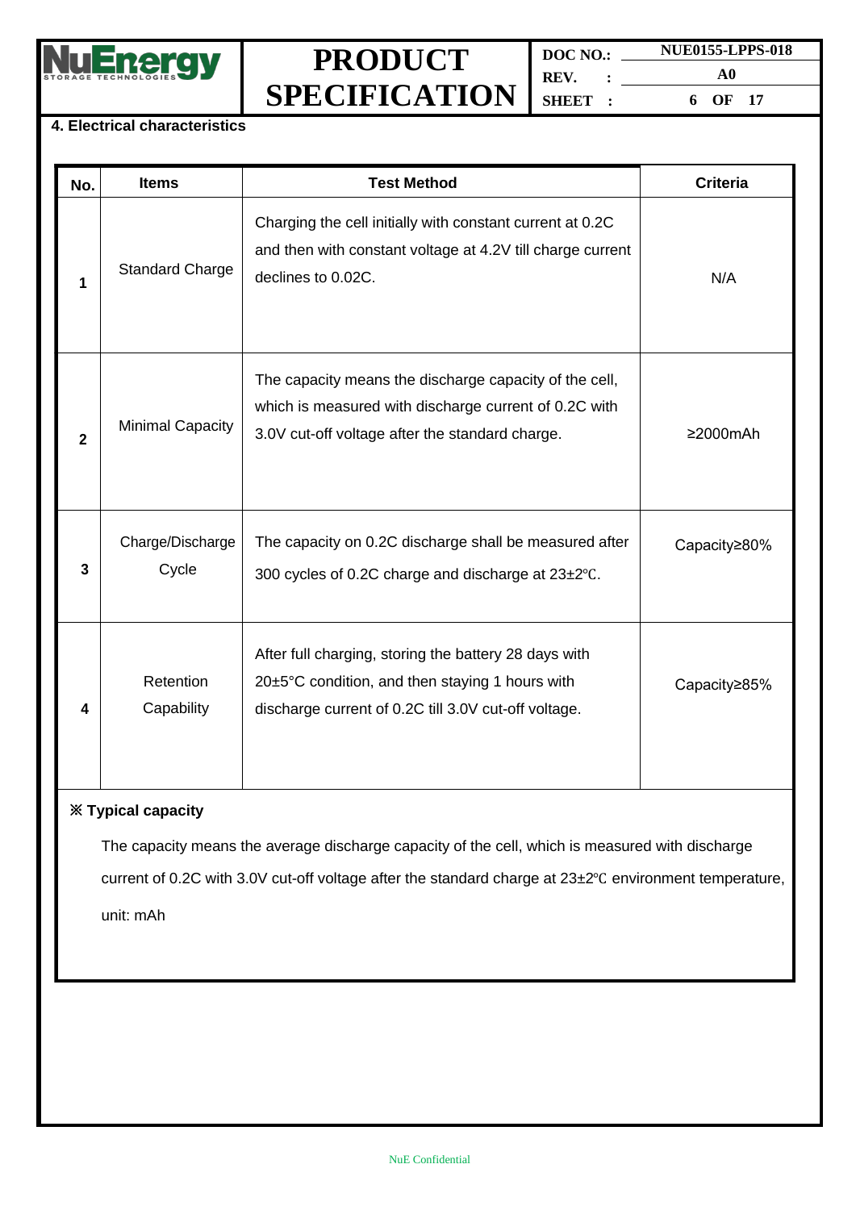## 4. Electrical characteristics

| No. | Items | Test Method | Criteria |
|---|---|---|---|
| 1 | Standard Charge | Charging the cell initially with constant current at 0.2C and then with constant voltage at 4.2V till charge current declines to 0.02C. | N/A |
| 2 | Minimal Capacity | The capacity means the discharge capacity of the cell, which is measured with discharge current of 0.2C with 3.0V cut-off voltage after the standard charge. | ≥2000mAh |
| 3 | Charge/Discharge Cycle | The capacity on 0.2C discharge shall be measured after 300 cycles of 0.2C charge and discharge at 23±2℃. | Capacity≥80% |
| 4 | Retention Capability | After full charging, storing the battery 28 days with 20±5°C condition, and then staying 1 hours with discharge current of 0.2C till 3.0V cut-off voltage. | Capacity≥85% |

**※ Typical capacity**

The capacity means the average discharge capacity of the cell, which is measured with discharge current of 0.2C with 3.0V cut-off voltage after the standard charge at 23±2℃ environment temperature, unit: mAh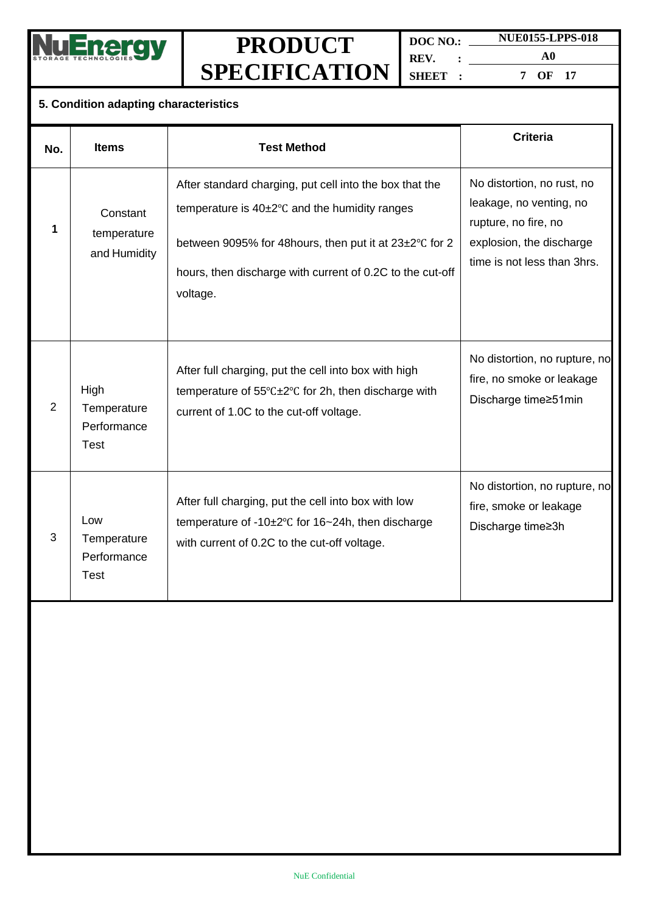## 5. Condition adapting characteristics

| No. | Items | Test Method | Criteria |
|---|---|---|---|
| 1 | Constant temperature and Humidity | After standard charging, put cell into the box that the temperature is 40±2℃ and the humidity ranges between 9095% for 48hours, then put it at 23±2℃ for 2 hours, then discharge with current of 0.2C to the cut-off voltage. | No distortion, no rust, no leakage, no venting, no rupture, no fire, no explosion, the discharge time is not less than 3hrs. |
| 2 | High Temperature Performance Test | After full charging, put the cell into box with high temperature of 55℃±2℃ for 2h, then discharge with current of 1.0C to the cut-off voltage. | No distortion, no rupture, no fire, no smoke or leakage Discharge time≥51min |
| 3 | Low Temperature Performance Test | After full charging, put the cell into box with low temperature of -10±2℃ for 16~24h, then discharge with current of 0.2C to the cut-off voltage. | No distortion, no rupture, no fire, smoke or leakage Discharge time≥3h |

NuE Confidential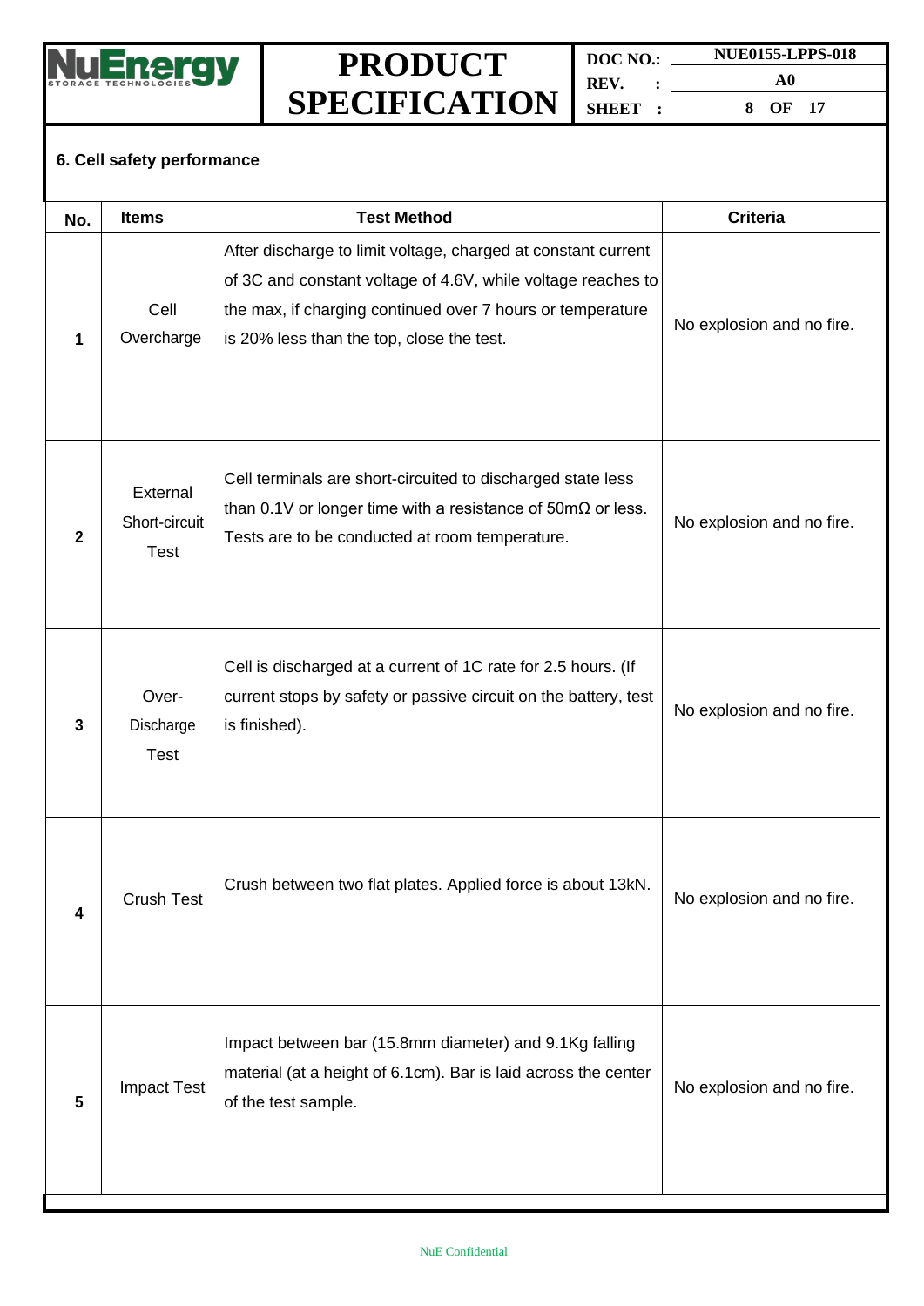## 6. Cell safety performance

| No. | Items | Test Method | Criteria |
|---|---|---|---|
| 1 | Cell Overcharge | After discharge to limit voltage, charged at constant current of 3C and constant voltage of 4.6V, while voltage reaches to the max, if charging continued over 7 hours or temperature is 20% less than the top, close the test. | No explosion and no fire. |
| 2 | External Short-circuit Test | Cell terminals are short-circuited to discharged state less than 0.1V or longer time with a resistance of 50mΩ or less. Tests are to be conducted at room temperature. | No explosion and no fire. |
| 3 | Over-Discharge Test | Cell is discharged at a current of 1C rate for 2.5 hours. (If current stops by safety or passive circuit on the battery, test is finished). | No explosion and no fire. |
| 4 | Crush Test | Crush between two flat plates. Applied force is about 13kN. | No explosion and no fire. |
| 5 | Impact Test | Impact between bar (15.8mm diameter) and 9.1Kg falling material (at a height of 6.1cm). Bar is laid across the center of the test sample. | No explosion and no fire. |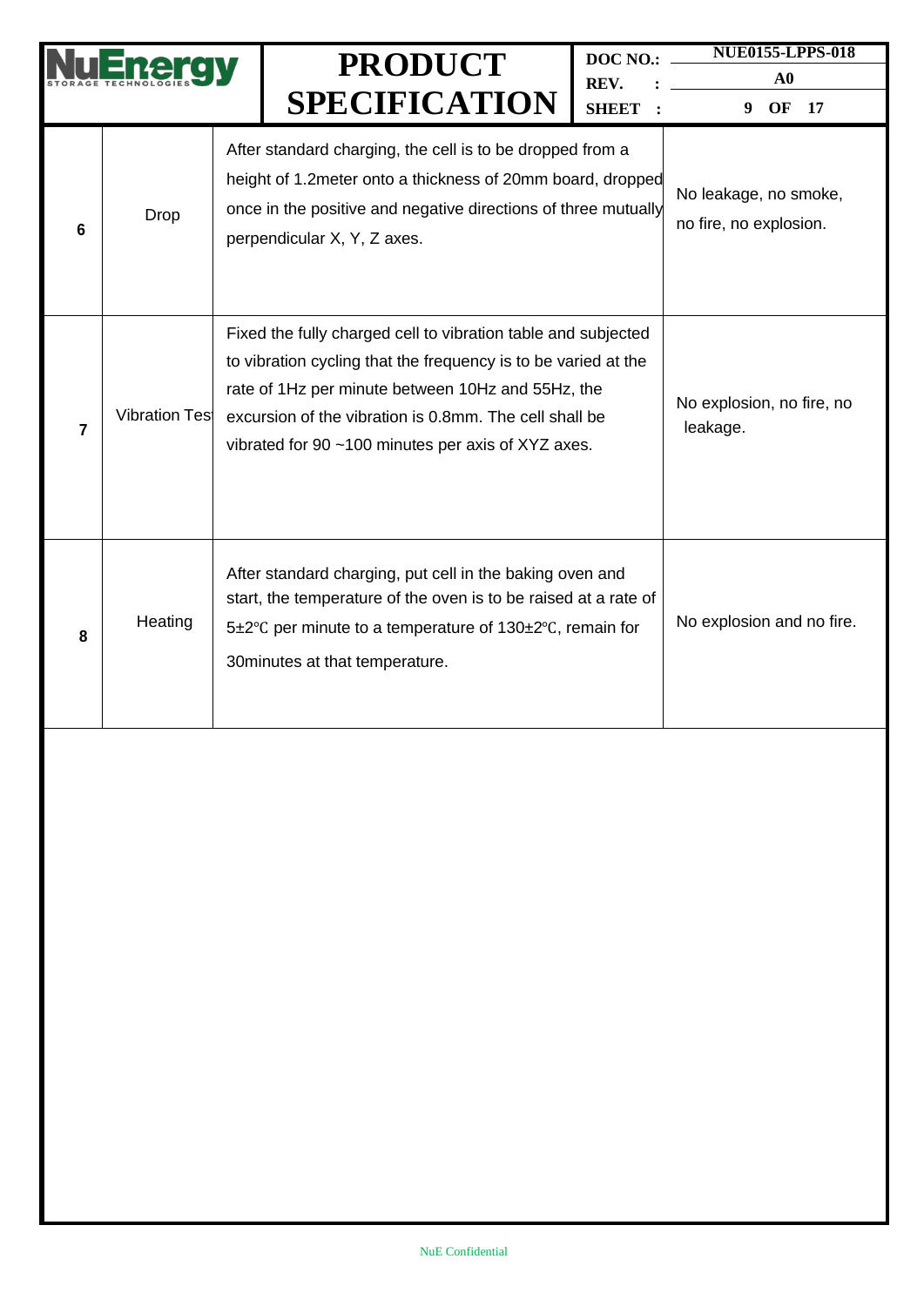| 6 | Drop | After standard charging, the cell is to be dropped from a height of 1.2meter onto a thickness of 20mm board, dropped once in the positive and negative directions of three mutually perpendicular X, Y, Z axes. | No leakage, no smoke, no fire, no explosion. |
|---|---|---|---|
| 7 | Vibration Test | Fixed the fully charged cell to vibration table and subjected to vibration cycling that the frequency is to be varied at the rate of 1Hz per minute between 10Hz and 55Hz, the excursion of the vibration is 0.8mm. The cell shall be vibrated for 90 ~100 minutes per axis of XYZ axes. | No explosion, no fire, no leakage. |
| 8 | Heating | After standard charging, put cell in the baking oven and start, the temperature of the oven is to be raised at a rate of 5±2℃ per minute to a temperature of 130±2℃, remain for 30minutes at that temperature. | No explosion and no fire. |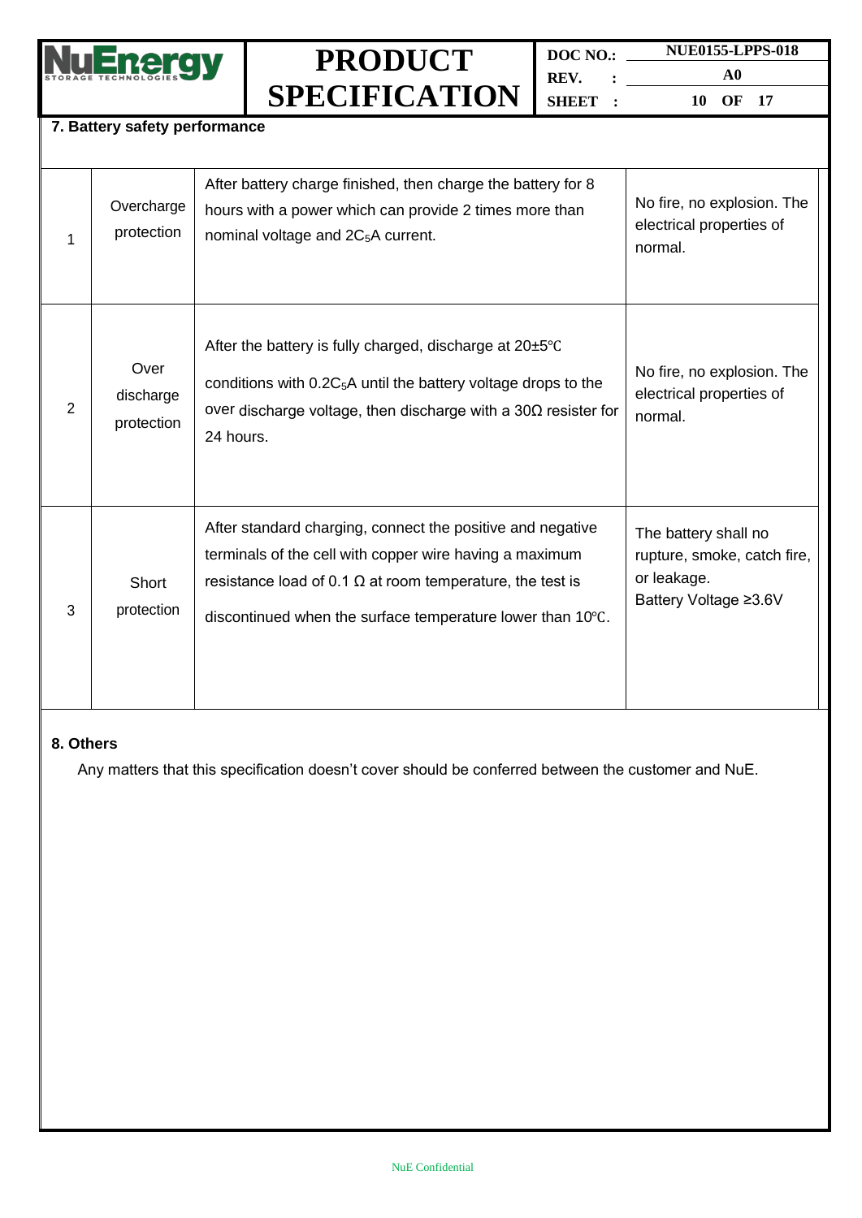## 7. Battery safety performance

| | | | |
|---|---|---|---|
| 1 | Overcharge protection | After battery charge finished, then charge the battery for 8 hours with a power which can provide 2 times more than nominal voltage and $2C_5$A current. | No fire, no explosion. The electrical properties of normal. |
| 2 | Over discharge protection | After the battery is fully charged, discharge at 20±5℃ conditions with $0.2C_5$A until the battery voltage drops to the over discharge voltage, then discharge with a 30Ω resister for 24 hours. | No fire, no explosion. The electrical properties of normal. |
| 3 | Short protection | After standard charging, connect the positive and negative terminals of the cell with copper wire having a maximum resistance load of 0.1 Ω at room temperature, the test is discontinued when the surface temperature lower than 10℃. | The battery shall no rupture, smoke, catch fire, or leakage. Battery Voltage ≥3.6V |

## 8. Others

Any matters that this specification doesn't cover should be conferred between the customer and NuE.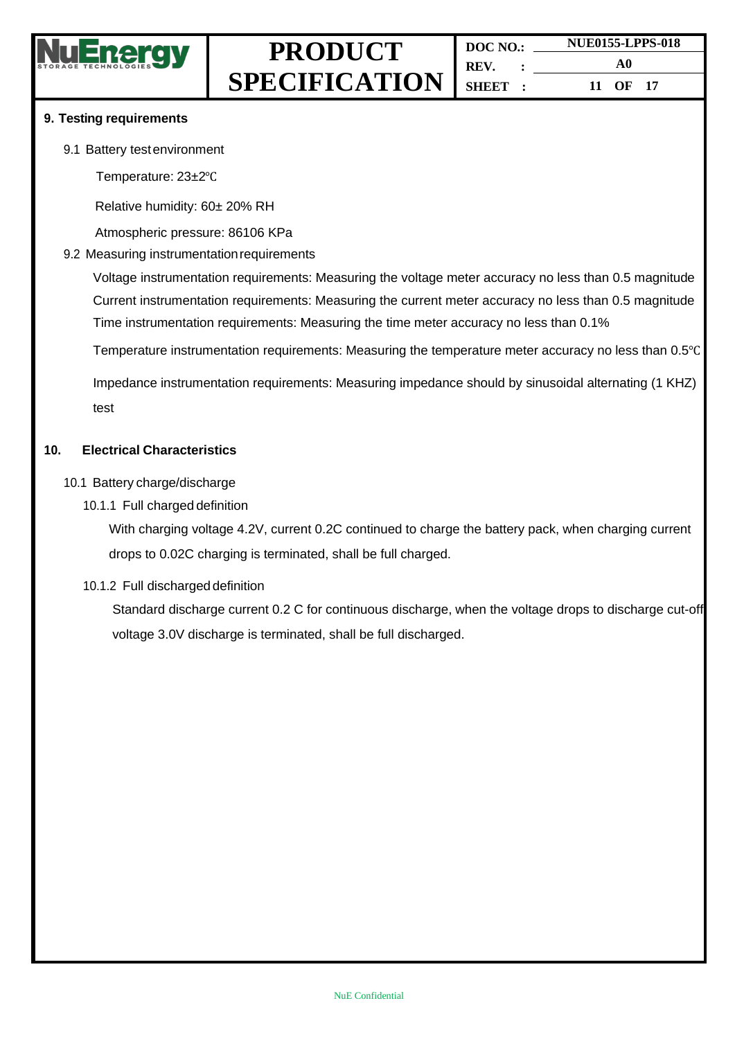## 9. Testing requirements

9.1 Battery test environment

Temperature: 23±2℃

Relative humidity: 60± 20% RH

Atmospheric pressure: 86106 KPa

9.2 Measuring instrumentation requirements

Voltage instrumentation requirements: Measuring the voltage meter accuracy no less than 0.5 magnitude

Current instrumentation requirements: Measuring the current meter accuracy no less than 0.5 magnitude

Time instrumentation requirements: Measuring the time meter accuracy no less than 0.1%

Temperature instrumentation requirements: Measuring the temperature meter accuracy no less than 0.5℃

Impedance instrumentation requirements: Measuring impedance should by sinusoidal alternating (1 KHZ) test

## 10. Electrical Characteristics

10.1 Battery charge/discharge

10.1.1 Full charged definition

With charging voltage 4.2V, current 0.2C continued to charge the battery pack, when charging current drops to 0.02C charging is terminated, shall be full charged.

10.1.2 Full discharged definition

Standard discharge current 0.2 C for continuous discharge, when the voltage drops to discharge cut-off voltage 3.0V discharge is terminated, shall be full discharged.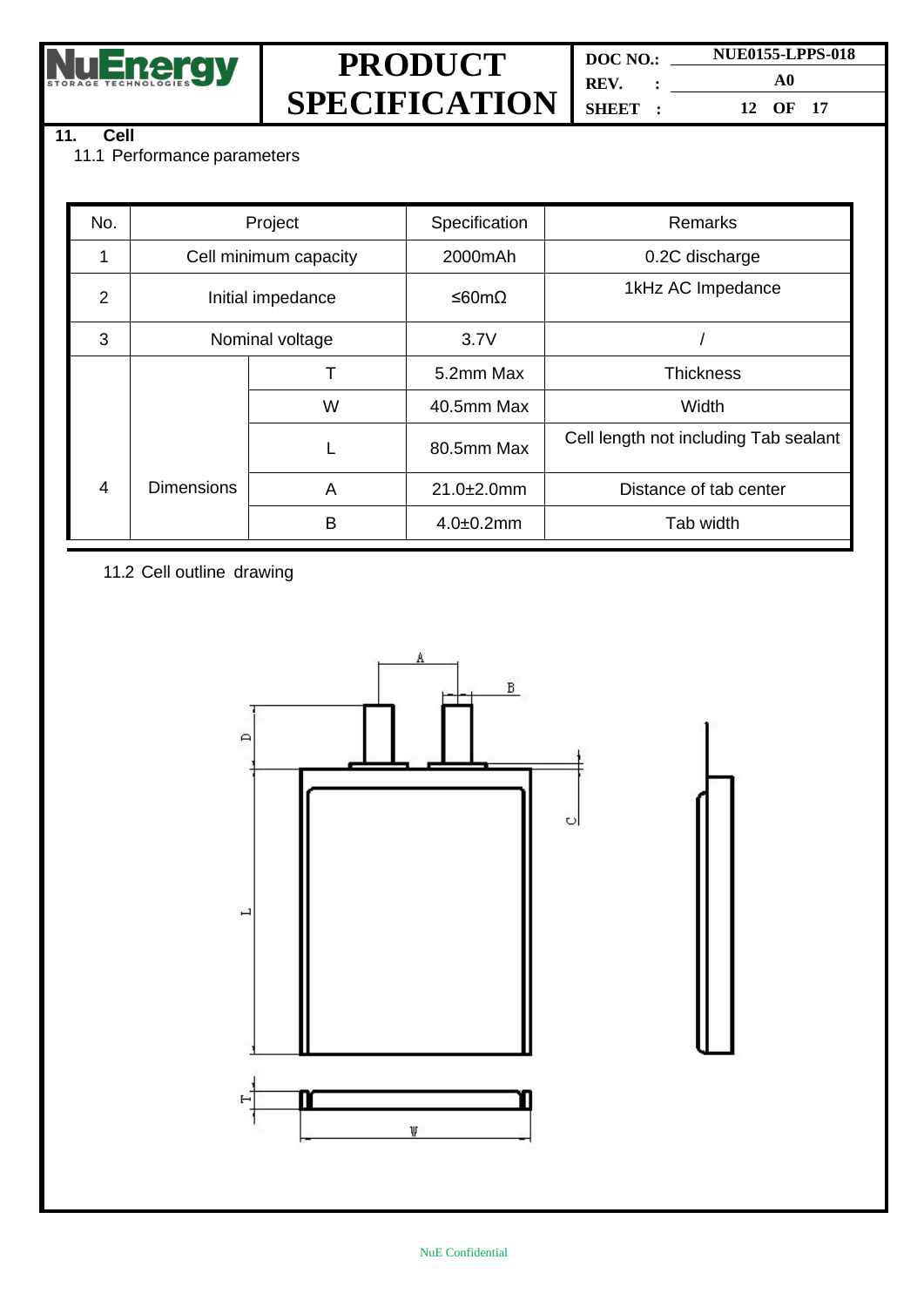## 11. Cell

### 11.1 Performance parameters

| No. | Project | | Specification | Remarks |
|---|---|---|---|---|
| 1 | Cell minimum capacity | | 2000mAh | 0.2C discharge |
| 2 | Initial impedance | | ≤60mΩ | 1kHz AC Impedance |
| 3 | Nominal voltage | | 3.7V | / |
| 4 | Dimensions | T | 5.2mm Max | Thickness |
| | | W | 40.5mm Max | Width |
| | | L | 80.5mm Max | Cell length not including Tab sealant |
| | | A | 21.0±2.0mm | Distance of tab center |
| | | B | 4.0±0.2mm | Tab width |

### 11.2 Cell outline drawing

NuE Confidential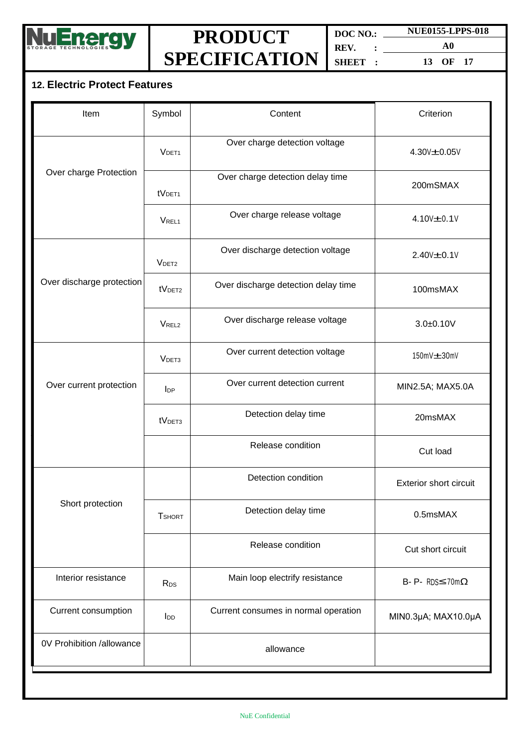## 12. Electric Protect Features

| Item | Symbol | Content | Criterion |
|---|---|---|---|
| Over charge Protection | $V_{DET1}$ | Over charge detection voltage | 4.30V±0.05V |
| | $tV_{DET1}$ | Over charge detection delay time | 200mSMAX |
| | $V_{REL1}$ | Over charge release voltage | 4.10V±0.1V |
| Over discharge protection | $V_{DET2}$ | Over discharge detection voltage | 2.40V±0.1V |
| | $tV_{DET2}$ | Over discharge detection delay time | 100msMAX |
| | $V_{REL2}$ | Over discharge release voltage | 3.0±0.10V |
| Over current protection | $V_{DET3}$ | Over current detection voltage | 150mV±30mV |
| | $I_{DP}$ | Over current detection current | MIN2.5A; MAX5.0A |
| | $tV_{DET3}$ | Detection delay time | 20msMAX |
| | | Release condition | Cut load |
| Short protection | | Detection condition | Exterior short circuit |
| | $T_{SHORT}$ | Detection delay time | 0.5msMAX |
| | | Release condition | Cut short circuit |
| Interior resistance | $R_{DS}$ | Main loop electrify resistance | B- P- $R_{DS}$≤70mΩ |
| Current consumption | $I_{DD}$ | Current consumes in normal operation | MIN0.3μA; MAX10.0μA |
| 0V Prohibition /allowance | | allowance | |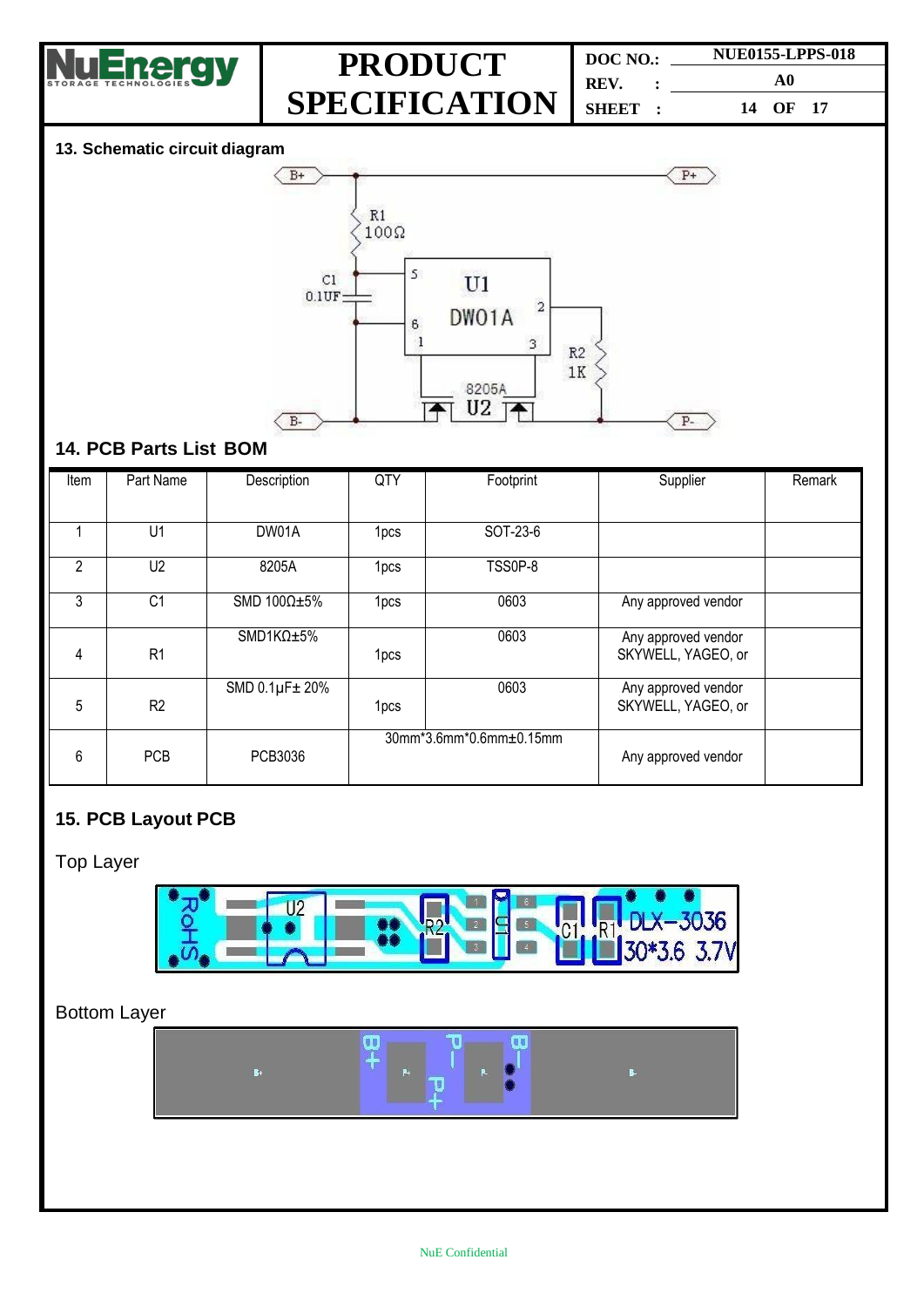## 13. Schematic circuit diagram

## 14. PCB Parts List BOM

| Item | Part Name | Description | QTY | Footprint | Supplier | Remark |
|---|---|---|---|---|---|---|
| 1 | U1 | DW01A | 1pcs | SOT-23-6 | | |
| 2 | U2 | 8205A | 1pcs | TSS0P-8 | | |
| 3 | C1 | SMD 100Ω±5% | 1pcs | 0603 | Any approved vendor | |
| 4 | R1 | SMD1KΩ±5% | 1pcs | 0603 | Any approved vendor SKYWELL, YAGEO, or | |
| 5 | R2 | SMD 0.1μF± 20% | 1pcs | 0603 | Any approved vendor SKYWELL, YAGEO, or | |
| 6 | PCB | PCB3036 | | 30mm*3.6mm*0.6mm±0.15mm | Any approved vendor | |

## 15. PCB Layout PCB

Top Layer

Bottom Layer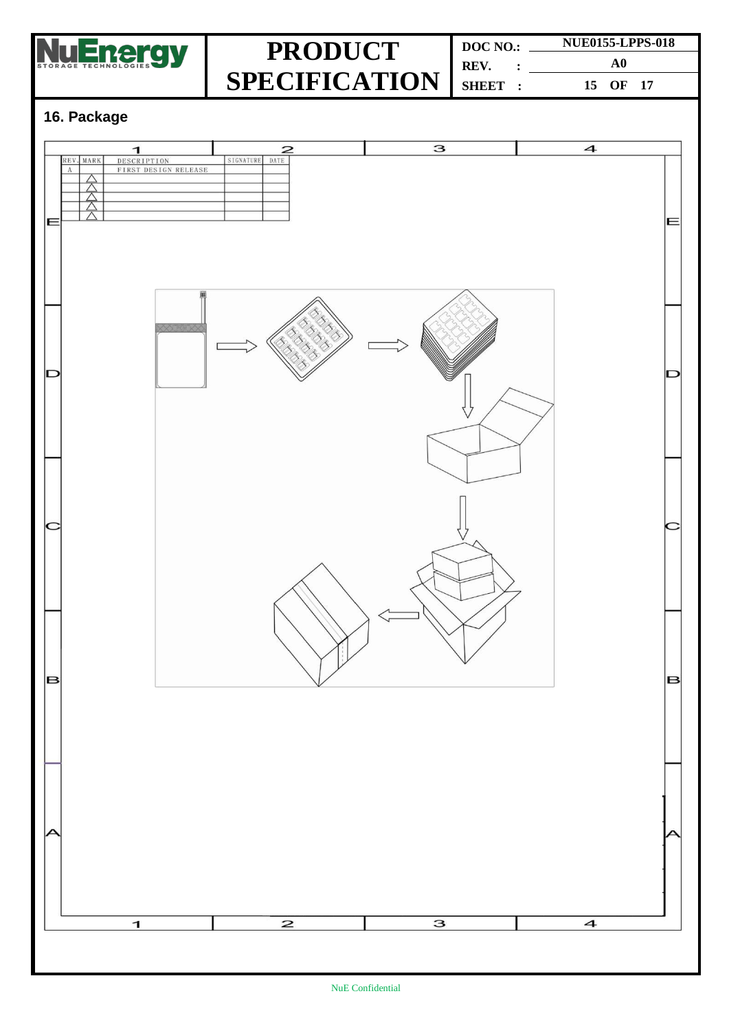## 16. Package

| REV. | MARK | DESCRIPTION | SIGNATURE | DATE |
|---|---|---|---|---|
| A | | FIRST DESIGN RELEASE | | |
| | △ | | | |
| | △ | | | |
| | △ | | | |
| | △ | | | |
| | △ | | | |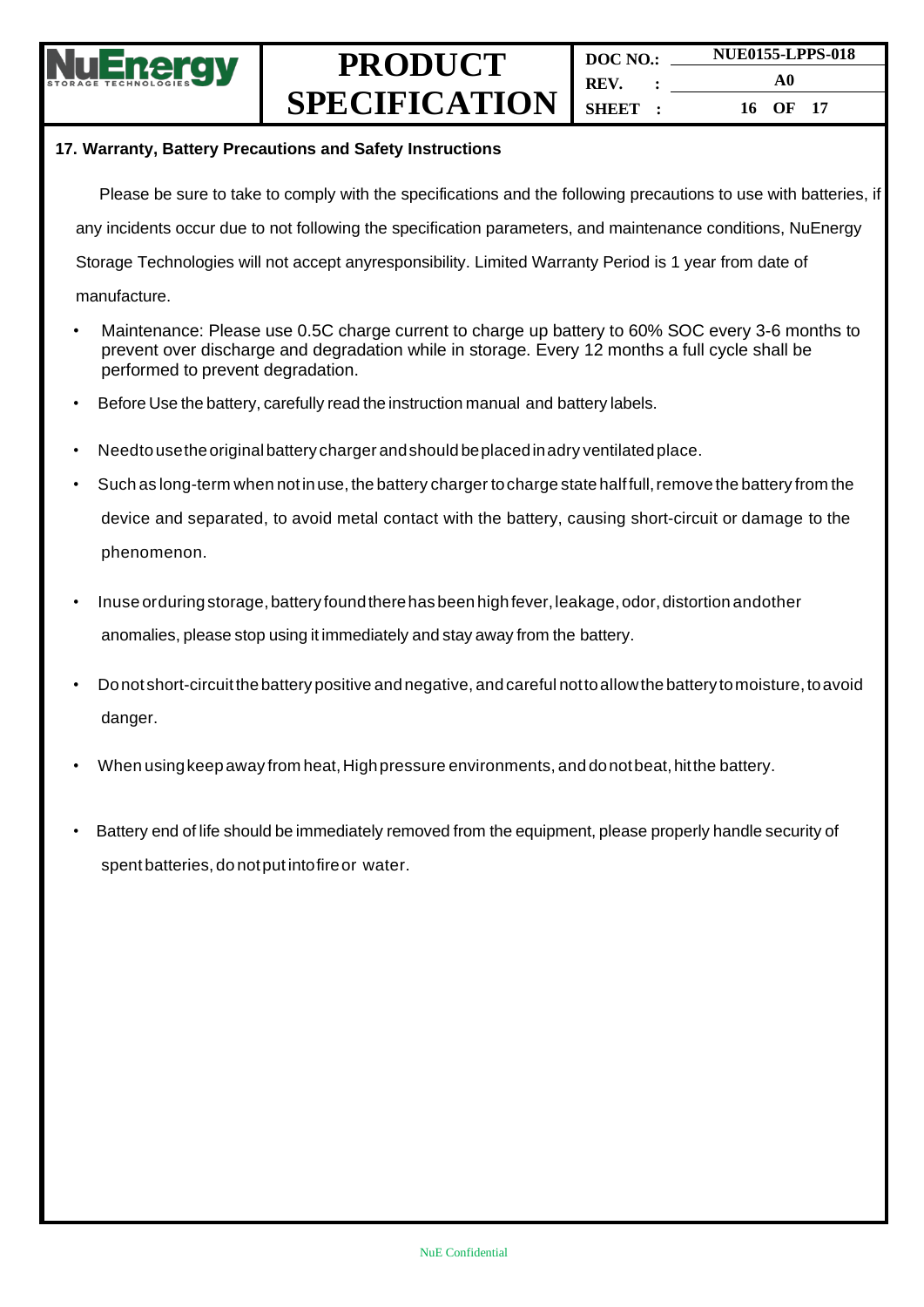## 17. Warranty, Battery Precautions and Safety Instructions

Please be sure to take to comply with the specifications and the following precautions to use with batteries, if any incidents occur due to not following the specification parameters, and maintenance conditions, NuEnergy Storage Technologies will not accept anyresponsibility. Limited Warranty Period is 1 year from date of manufacture.

- Maintenance: Please use 0.5C charge current to charge up battery to 60% SOC every 3-6 months to prevent over discharge and degradation while in storage. Every 12 months a full cycle shall be performed to prevent degradation.
- Before Use the battery, carefully read the instruction manual and battery labels.
- Needtousetheoriginal battery charger andshould beplacedinadry ventilated place.
- Such as long-term when not in use, the battery charger to charge state half full, remove the battery from the device and separated, to avoid metal contact with the battery, causing short-circuit or damage to the phenomenon.
- Inuse orduring storage, battery found there has been high fever, leakage, odor, distortion andother anomalies, please stop using it immediately and stay away from the battery.
- Donot short-circuit the battery positive and negative, and careful nottoallowthe battery to moisture, to avoid danger.
- When using keep away from heat, High pressure environments, and do not beat, hit the battery.
- Battery end of life should be immediately removed from the equipment, please properly handle security of spent batteries, do not put intofire or water.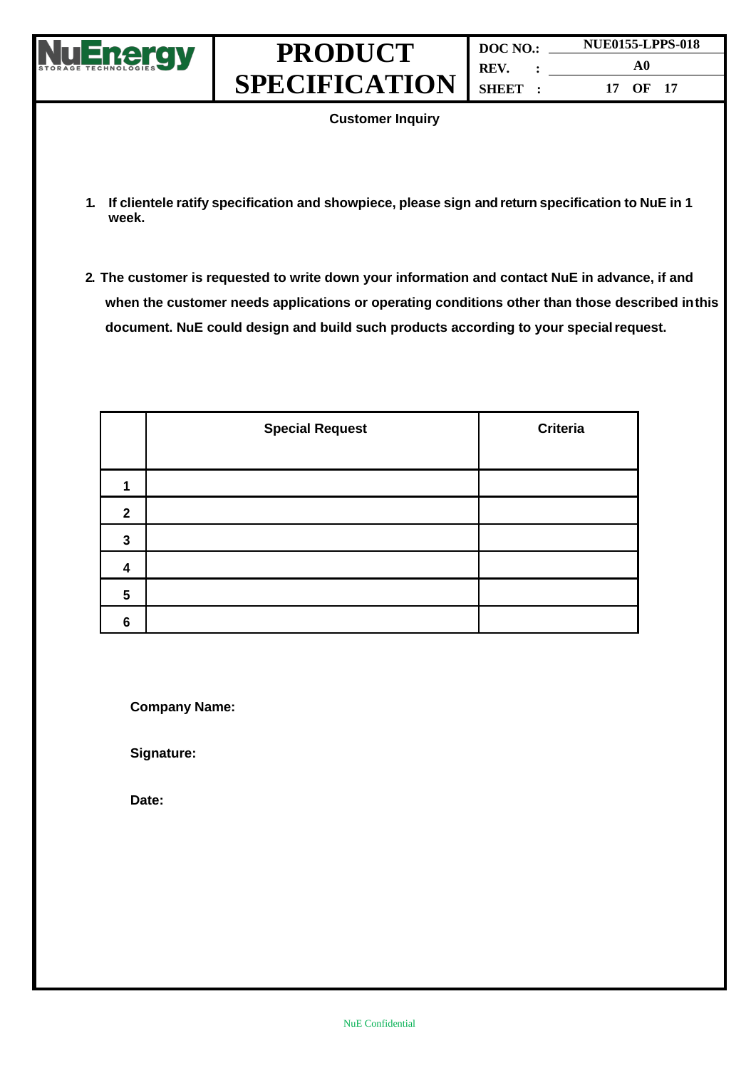**Customer Inquiry**

1. If clientele ratify specification and showpiece, please sign and return specification to NuE in 1 week.

2. The customer is requested to write down your information and contact NuE in advance, if and when the customer needs applications or operating conditions other than those described in this document. NuE could design and build such products according to your special request.

| | Special Request | Criteria |
|---|---|---|
| 1 | | |
| 2 | | |
| 3 | | |
| 4 | | |
| 5 | | |
| 6 | | |

**Company Name:**

**Signature:**

**Date:**

NuE Confidential